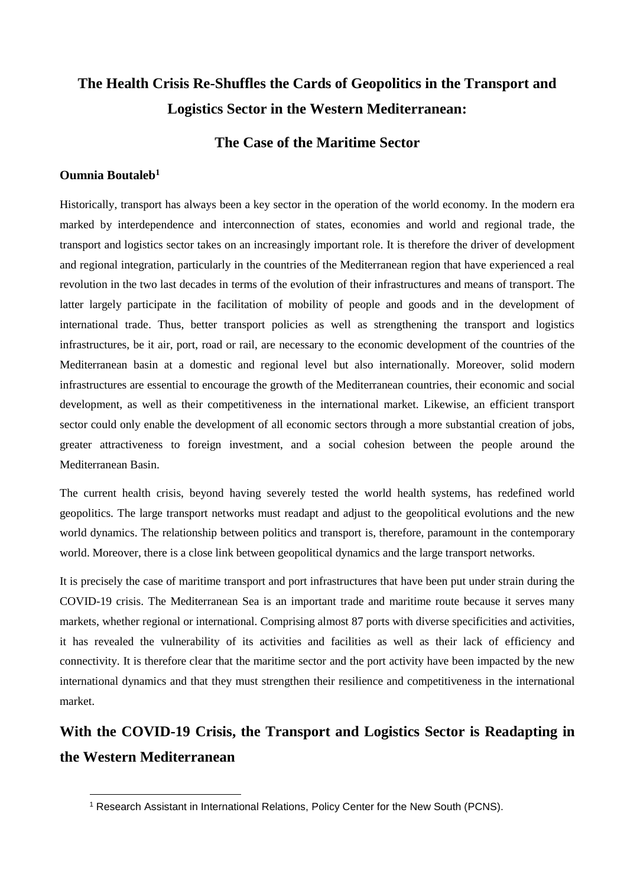# The Health Crisis Re-Shuffles the Cards of Geopolitics in the Transport and Logistics Sector in the Western Mediterranean:

## The Case of the Maritime Sector

**Oumnia Boutaleb**[1]

Historically, transport has always been a key sector in the operation of the world economy. In the modern era marked by interdependence and interconnection of states, economies and world and regional trade, the transport and logistics sector takes on an increasingly important role. It is therefore the driver of development and regional integration, particularly in the countries of the Mediterranean region that have experienced a real revolution in the two last decades in terms of the evolution of their infrastructures and means of transport. The latter largely participate in the facilitation of mobility of people and goods and in the development of international trade. Thus, better transport policies as well as strengthening the transport and logistics infrastructures, be it air, port, road or rail, are necessary to the economic development of the countries of the Mediterranean basin at a domestic and regional level but also internationally. Moreover, solid modern infrastructures are essential to encourage the growth of the Mediterranean countries, their economic and social development, as well as their competitiveness in the international market. Likewise, an efficient transport sector could only enable the development of all economic sectors through a more substantial creation of jobs, greater attractiveness to foreign investment, and a social cohesion between the people around the Mediterranean Basin.

The current health crisis, beyond having severely tested the world health systems, has redefined world geopolitics. The large transport networks must readapt and adjust to the geopolitical evolutions and the new world dynamics. The relationship between politics and transport is, therefore, paramount in the contemporary world. Moreover, there is a close link between geopolitical dynamics and the large transport networks.

It is precisely the case of maritime transport and port infrastructures that have been put under strain during the COVID-19 crisis. The Mediterranean Sea is an important trade and maritime route because it serves many markets, whether regional or international. Comprising almost 87 ports with diverse specificities and activities, it has revealed the vulnerability of its activities and facilities as well as their lack of efficiency and connectivity. It is therefore clear that the maritime sector and the port activity have been impacted by the new international dynamics and that they must strengthen their resilience and competitiveness in the international market.

## With the COVID-19 Crisis, the Transport and Logistics Sector is Readapting in the Western Mediterranean

[1] Research Assistant in International Relations, Policy Center for the New South (PCNS).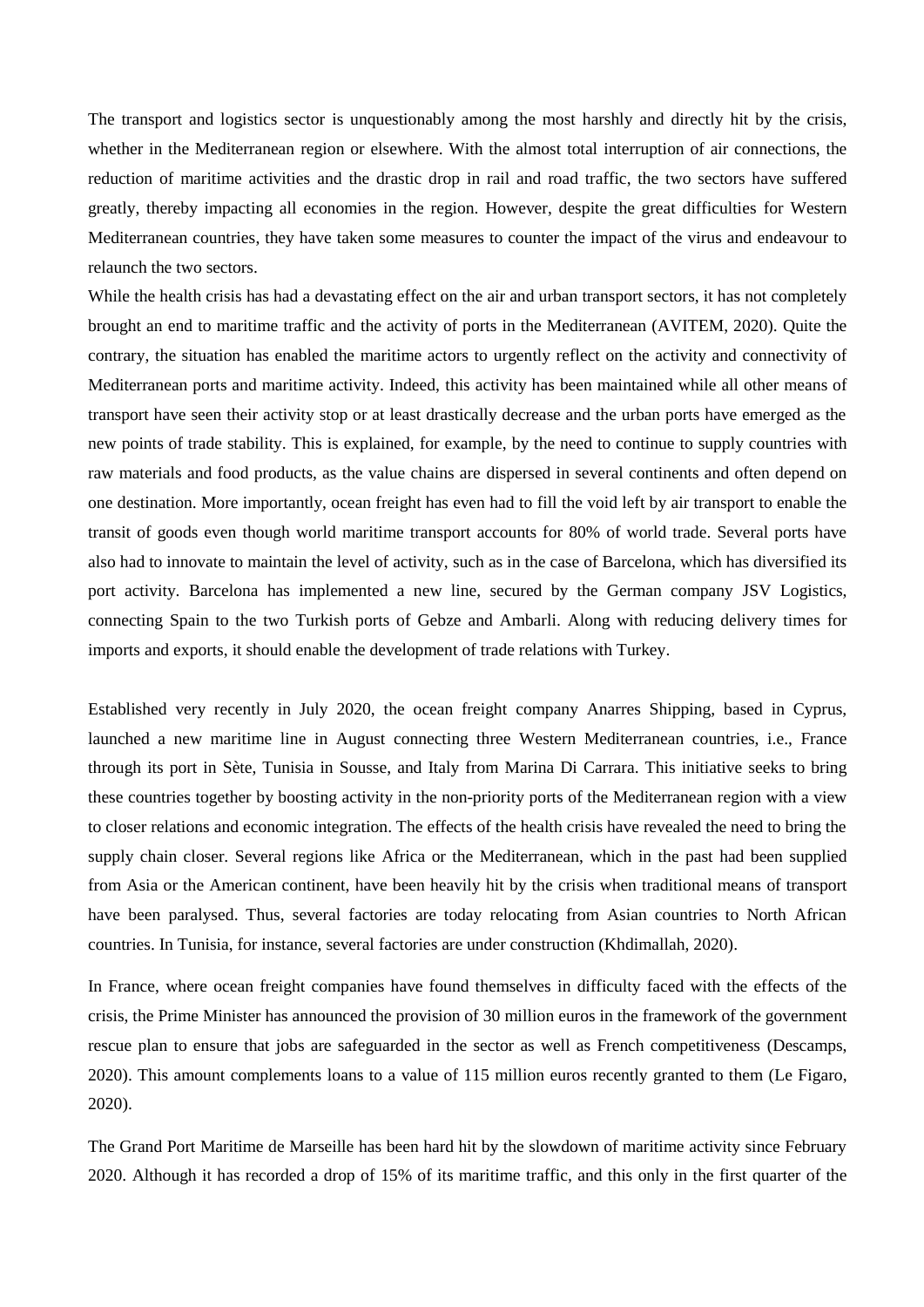The transport and logistics sector is unquestionably among the most harshly and directly hit by the crisis, whether in the Mediterranean region or elsewhere. With the almost total interruption of air connections, the reduction of maritime activities and the drastic drop in rail and road traffic, the two sectors have suffered greatly, thereby impacting all economies in the region. However, despite the great difficulties for Western Mediterranean countries, they have taken some measures to counter the impact of the virus and endeavour to relaunch the two sectors.

While the health crisis has had a devastating effect on the air and urban transport sectors, it has not completely brought an end to maritime traffic and the activity of ports in the Mediterranean (AVITEM, 2020). Quite the contrary, the situation has enabled the maritime actors to urgently reflect on the activity and connectivity of Mediterranean ports and maritime activity. Indeed, this activity has been maintained while all other means of transport have seen their activity stop or at least drastically decrease and the urban ports have emerged as the new points of trade stability. This is explained, for example, by the need to continue to supply countries with raw materials and food products, as the value chains are dispersed in several continents and often depend on one destination. More importantly, ocean freight has even had to fill the void left by air transport to enable the transit of goods even though world maritime transport accounts for 80% of world trade. Several ports have also had to innovate to maintain the level of activity, such as in the case of Barcelona, which has diversified its port activity. Barcelona has implemented a new line, secured by the German company JSV Logistics, connecting Spain to the two Turkish ports of Gebze and Ambarli. Along with reducing delivery times for imports and exports, it should enable the development of trade relations with Turkey.

Established very recently in July 2020, the ocean freight company Anarres Shipping, based in Cyprus, launched a new maritime line in August connecting three Western Mediterranean countries, i.e., France through its port in Sète, Tunisia in Sousse, and Italy from Marina Di Carrara. This initiative seeks to bring these countries together by boosting activity in the non-priority ports of the Mediterranean region with a view to closer relations and economic integration. The effects of the health crisis have revealed the need to bring the supply chain closer. Several regions like Africa or the Mediterranean, which in the past had been supplied from Asia or the American continent, have been heavily hit by the crisis when traditional means of transport have been paralysed. Thus, several factories are today relocating from Asian countries to North African countries. In Tunisia, for instance, several factories are under construction (Khdimallah, 2020).

In France, where ocean freight companies have found themselves in difficulty faced with the effects of the crisis, the Prime Minister has announced the provision of 30 million euros in the framework of the government rescue plan to ensure that jobs are safeguarded in the sector as well as French competitiveness (Descamps, 2020). This amount complements loans to a value of 115 million euros recently granted to them (Le Figaro, 2020).

The Grand Port Maritime de Marseille has been hard hit by the slowdown of maritime activity since February 2020. Although it has recorded a drop of 15% of its maritime traffic, and this only in the first quarter of the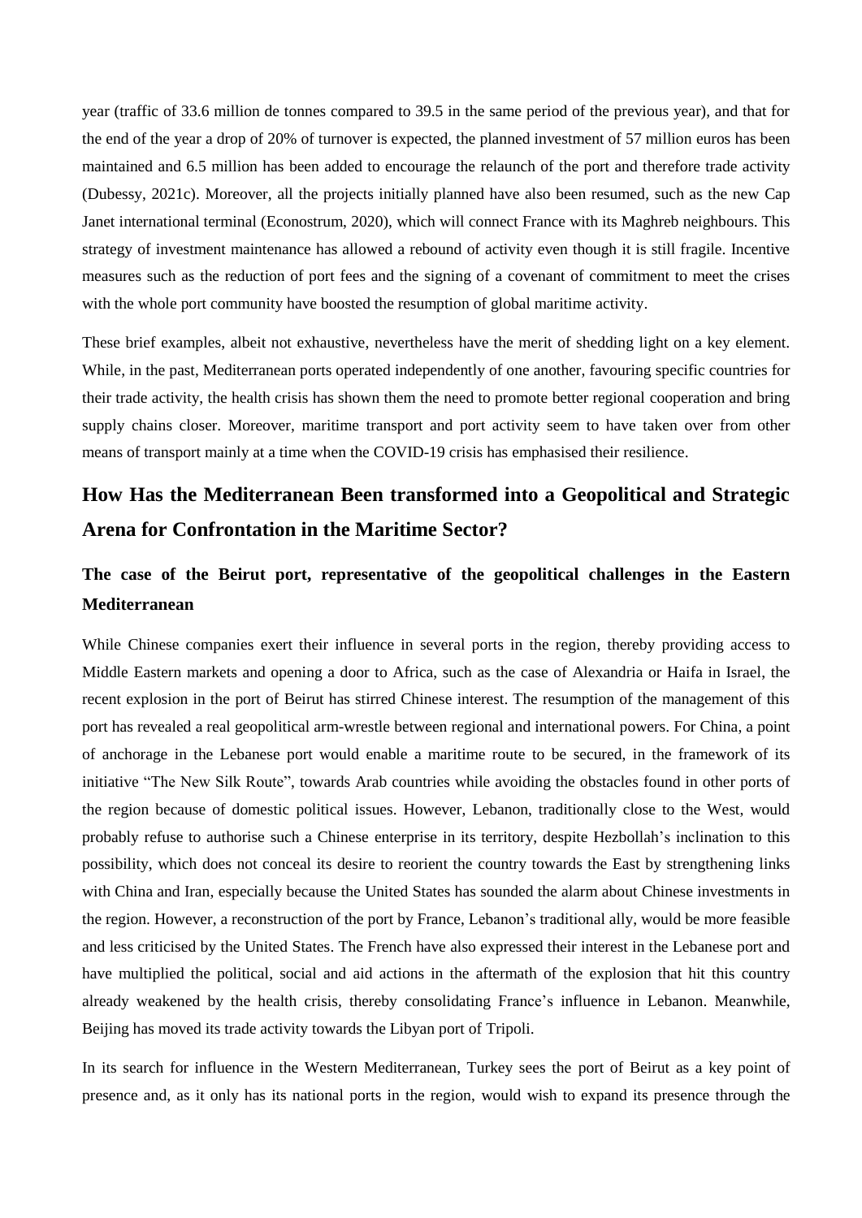year (traffic of 33.6 million de tonnes compared to 39.5 in the same period of the previous year), and that for the end of the year a drop of 20% of turnover is expected, the planned investment of 57 million euros has been maintained and 6.5 million has been added to encourage the relaunch of the port and therefore trade activity (Dubessy, 2021c). Moreover, all the projects initially planned have also been resumed, such as the new Cap Janet international terminal (Econostrum, 2020), which will connect France with its Maghreb neighbours. This strategy of investment maintenance has allowed a rebound of activity even though it is still fragile. Incentive measures such as the reduction of port fees and the signing of a covenant of commitment to meet the crises with the whole port community have boosted the resumption of global maritime activity.

These brief examples, albeit not exhaustive, nevertheless have the merit of shedding light on a key element. While, in the past, Mediterranean ports operated independently of one another, favouring specific countries for their trade activity, the health crisis has shown them the need to promote better regional cooperation and bring supply chains closer. Moreover, maritime transport and port activity seem to have taken over from other means of transport mainly at a time when the COVID-19 crisis has emphasised their resilience.

## How Has the Mediterranean Been transformed into a Geopolitical and Strategic Arena for Confrontation in the Maritime Sector?

### The case of the Beirut port, representative of the geopolitical challenges in the Eastern Mediterranean

While Chinese companies exert their influence in several ports in the region, thereby providing access to Middle Eastern markets and opening a door to Africa, such as the case of Alexandria or Haifa in Israel, the recent explosion in the port of Beirut has stirred Chinese interest. The resumption of the management of this port has revealed a real geopolitical arm-wrestle between regional and international powers. For China, a point of anchorage in the Lebanese port would enable a maritime route to be secured, in the framework of its initiative "The New Silk Route", towards Arab countries while avoiding the obstacles found in other ports of the region because of domestic political issues. However, Lebanon, traditionally close to the West, would probably refuse to authorise such a Chinese enterprise in its territory, despite Hezbollah's inclination to this possibility, which does not conceal its desire to reorient the country towards the East by strengthening links with China and Iran, especially because the United States has sounded the alarm about Chinese investments in the region. However, a reconstruction of the port by France, Lebanon's traditional ally, would be more feasible and less criticised by the United States. The French have also expressed their interest in the Lebanese port and have multiplied the political, social and aid actions in the aftermath of the explosion that hit this country already weakened by the health crisis, thereby consolidating France's influence in Lebanon. Meanwhile, Beijing has moved its trade activity towards the Libyan port of Tripoli.

In its search for influence in the Western Mediterranean, Turkey sees the port of Beirut as a key point of presence and, as it only has its national ports in the region, would wish to expand its presence through the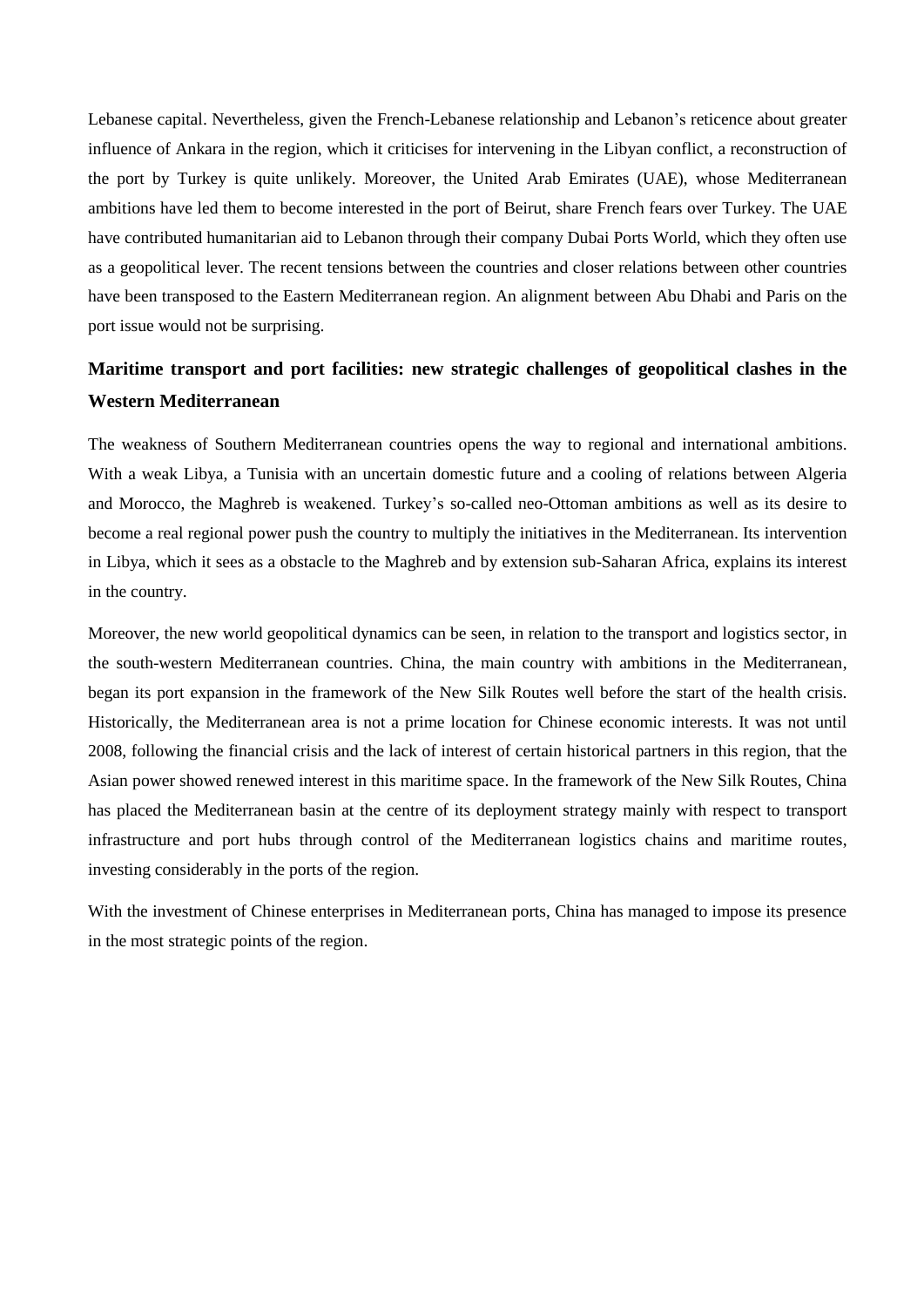Lebanese capital. Nevertheless, given the French-Lebanese relationship and Lebanon's reticence about greater influence of Ankara in the region, which it criticises for intervening in the Libyan conflict, a reconstruction of the port by Turkey is quite unlikely. Moreover, the United Arab Emirates (UAE), whose Mediterranean ambitions have led them to become interested in the port of Beirut, share French fears over Turkey. The UAE have contributed humanitarian aid to Lebanon through their company Dubai Ports World, which they often use as a geopolitical lever. The recent tensions between the countries and closer relations between other countries have been transposed to the Eastern Mediterranean region. An alignment between Abu Dhabi and Paris on the port issue would not be surprising.

## Maritime transport and port facilities: new strategic challenges of geopolitical clashes in the Western Mediterranean

The weakness of Southern Mediterranean countries opens the way to regional and international ambitions. With a weak Libya, a Tunisia with an uncertain domestic future and a cooling of relations between Algeria and Morocco, the Maghreb is weakened. Turkey's so-called neo-Ottoman ambitions as well as its desire to become a real regional power push the country to multiply the initiatives in the Mediterranean. Its intervention in Libya, which it sees as a obstacle to the Maghreb and by extension sub-Saharan Africa, explains its interest in the country.

Moreover, the new world geopolitical dynamics can be seen, in relation to the transport and logistics sector, in the south-western Mediterranean countries. China, the main country with ambitions in the Mediterranean, began its port expansion in the framework of the New Silk Routes well before the start of the health crisis. Historically, the Mediterranean area is not a prime location for Chinese economic interests. It was not until 2008, following the financial crisis and the lack of interest of certain historical partners in this region, that the Asian power showed renewed interest in this maritime space. In the framework of the New Silk Routes, China has placed the Mediterranean basin at the centre of its deployment strategy mainly with respect to transport infrastructure and port hubs through control of the Mediterranean logistics chains and maritime routes, investing considerably in the ports of the region.

With the investment of Chinese enterprises in Mediterranean ports, China has managed to impose its presence in the most strategic points of the region.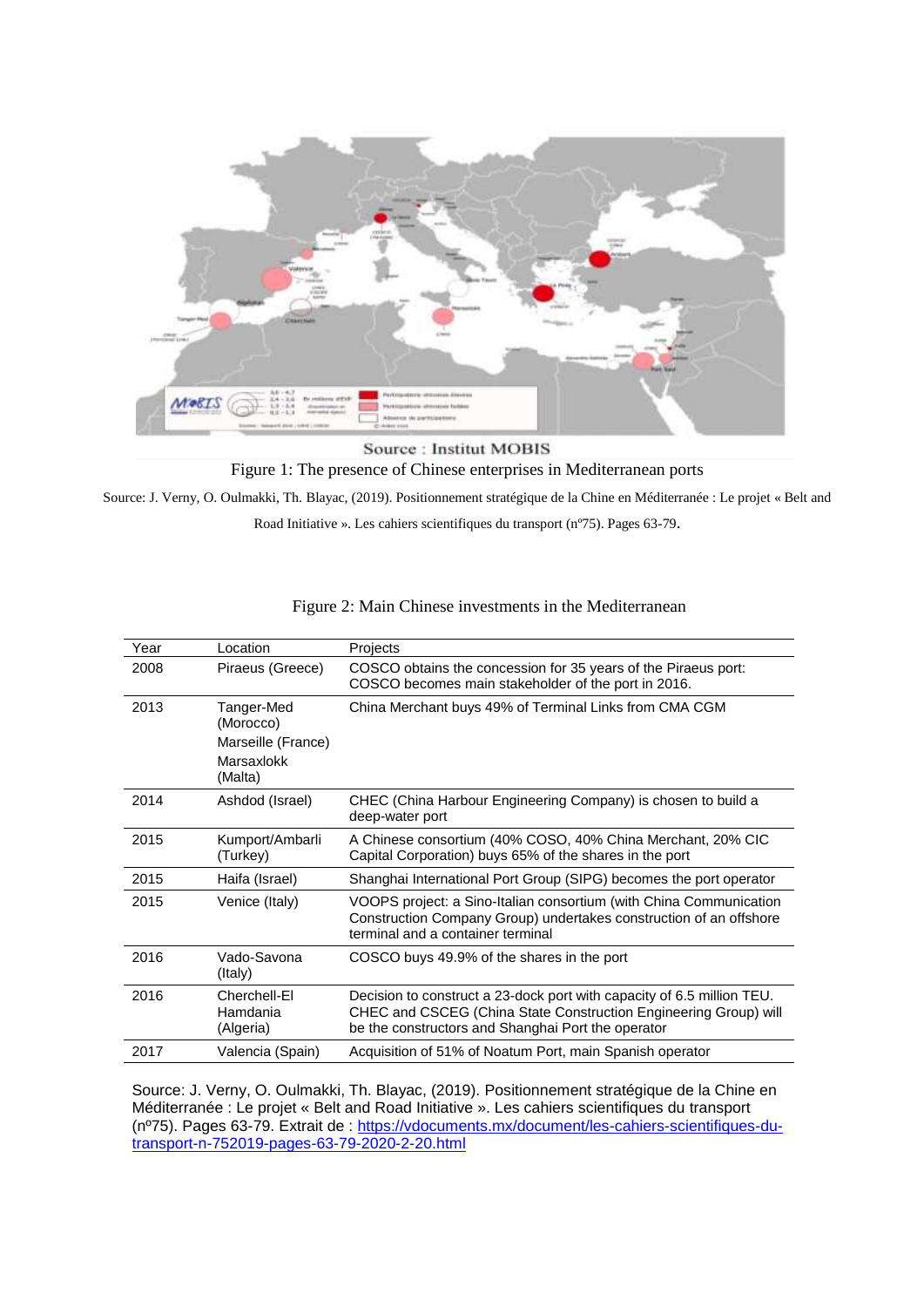Source : Institut MOBIS

Figure 1: The presence of Chinese enterprises in Mediterranean ports

Source: J. Verny, O. Oulmakki, Th. Blayac, (2019). Positionnement stratégique de la Chine en Méditerranée : Le projet « Belt and Road Initiative ». Les cahiers scientifiques du transport (nº75). Pages 63-79.

Figure 2: Main Chinese investments in the Mediterranean

| Year | Location | Projects |
|---|---|---|
| 2008 | Piraeus (Greece) | COSCO obtains the concession for 35 years of the Piraeus port: COSCO becomes main stakeholder of the port in 2016. |
| 2013 | Tanger-Med (Morocco) Marseille (France) Marsaxlokk (Malta) | China Merchant buys 49% of Terminal Links from CMA CGM |
| 2014 | Ashdod (Israel) | CHEC (China Harbour Engineering Company) is chosen to build a deep-water port |
| 2015 | Kumport/Ambarli (Turkey) | A Chinese consortium (40% COSO, 40% China Merchant, 20% CIC Capital Corporation) buys 65% of the shares in the port |
| 2015 | Haifa (Israel) | Shanghai International Port Group (SIPG) becomes the port operator |
| 2015 | Venice (Italy) | VOOPS project: a Sino-Italian consortium (with China Communication Construction Company Group) undertakes construction of an offshore terminal and a container terminal |
| 2016 | Vado-Savona (Italy) | COSCO buys 49.9% of the shares in the port |
| 2016 | Cherchell-El Hamdania (Algeria) | Decision to construct a 23-dock port with capacity of 6.5 million TEU. CHEC and CSCEG (China State Construction Engineering Group) will be the constructors and Shanghai Port the operator |
| 2017 | Valencia (Spain) | Acquisition of 51% of Noatum Port, main Spanish operator |

Source: J. Verny, O. Oulmakki, Th. Blayac, (2019). Positionnement stratégique de la Chine en Méditerranée : Le projet « Belt and Road Initiative ». Les cahiers scientifiques du transport (nº75). Pages 63-79. Extrait de : https://vdocuments.mx/document/les-cahiers-scientifiques-du-transport-n-752019-pages-63-79-2020-2-20.html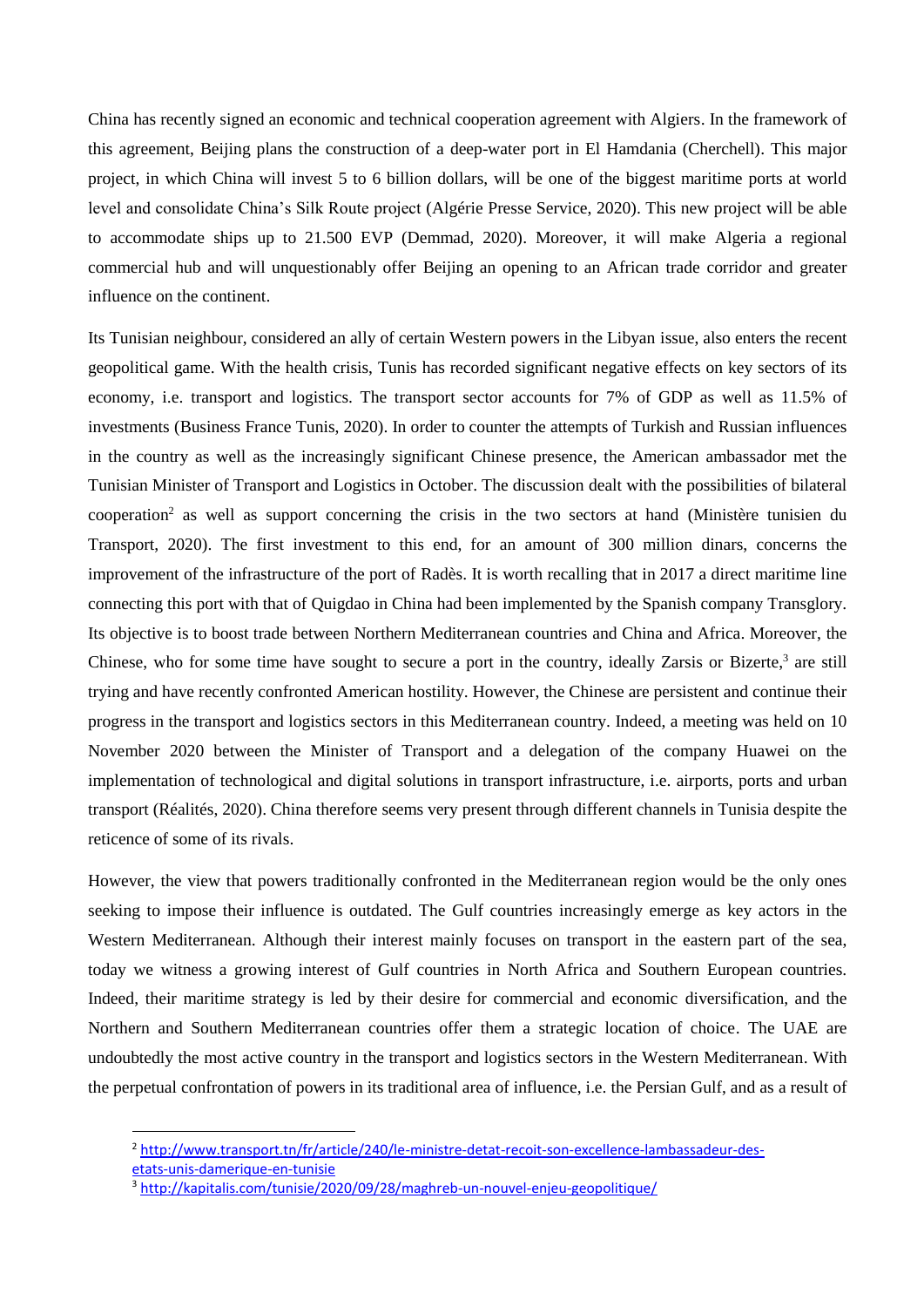China has recently signed an economic and technical cooperation agreement with Algiers. In the framework of this agreement, Beijing plans the construction of a deep-water port in El Hamdania (Cherchell). This major project, in which China will invest 5 to 6 billion dollars, will be one of the biggest maritime ports at world level and consolidate China's Silk Route project (Algérie Presse Service, 2020). This new project will be able to accommodate ships up to 21.500 EVP (Demmad, 2020). Moreover, it will make Algeria a regional commercial hub and will unquestionably offer Beijing an opening to an African trade corridor and greater influence on the continent.

Its Tunisian neighbour, considered an ally of certain Western powers in the Libyan issue, also enters the recent geopolitical game. With the health crisis, Tunis has recorded significant negative effects on key sectors of its economy, i.e. transport and logistics. The transport sector accounts for 7% of GDP as well as 11.5% of investments (Business France Tunis, 2020). In order to counter the attempts of Turkish and Russian influences in the country as well as the increasingly significant Chinese presence, the American ambassador met the Tunisian Minister of Transport and Logistics in October. The discussion dealt with the possibilities of bilateral cooperation[2] as well as support concerning the crisis in the two sectors at hand (Ministère tunisien du Transport, 2020). The first investment to this end, for an amount of 300 million dinars, concerns the improvement of the infrastructure of the port of Radès. It is worth recalling that in 2017 a direct maritime line connecting this port with that of Quigdao in China had been implemented by the Spanish company Transglory. Its objective is to boost trade between Northern Mediterranean countries and China and Africa. Moreover, the Chinese, who for some time have sought to secure a port in the country, ideally Zarsis or Bizerte,[3] are still trying and have recently confronted American hostility. However, the Chinese are persistent and continue their progress in the transport and logistics sectors in this Mediterranean country. Indeed, a meeting was held on 10 November 2020 between the Minister of Transport and a delegation of the company Huawei on the implementation of technological and digital solutions in transport infrastructure, i.e. airports, ports and urban transport (Réalités, 2020). China therefore seems very present through different channels in Tunisia despite the reticence of some of its rivals.

However, the view that powers traditionally confronted in the Mediterranean region would be the only ones seeking to impose their influence is outdated. The Gulf countries increasingly emerge as key actors in the Western Mediterranean. Although their interest mainly focuses on transport in the eastern part of the sea, today we witness a growing interest of Gulf countries in North Africa and Southern European countries. Indeed, their maritime strategy is led by their desire for commercial and economic diversification, and the Northern and Southern Mediterranean countries offer them a strategic location of choice. The UAE are undoubtedly the most active country in the transport and logistics sectors in the Western Mediterranean. With the perpetual confrontation of powers in its traditional area of influence, i.e. the Persian Gulf, and as a result of

---

[2] http://www.transport.tn/fr/article/240/le-ministre-detat-recoit-son-excellence-lambassadeur-des-etats-unis-damerique-en-tunisie

[3] http://kapitalis.com/tunisie/2020/09/28/maghreb-un-nouvel-enjeu-geopolitique/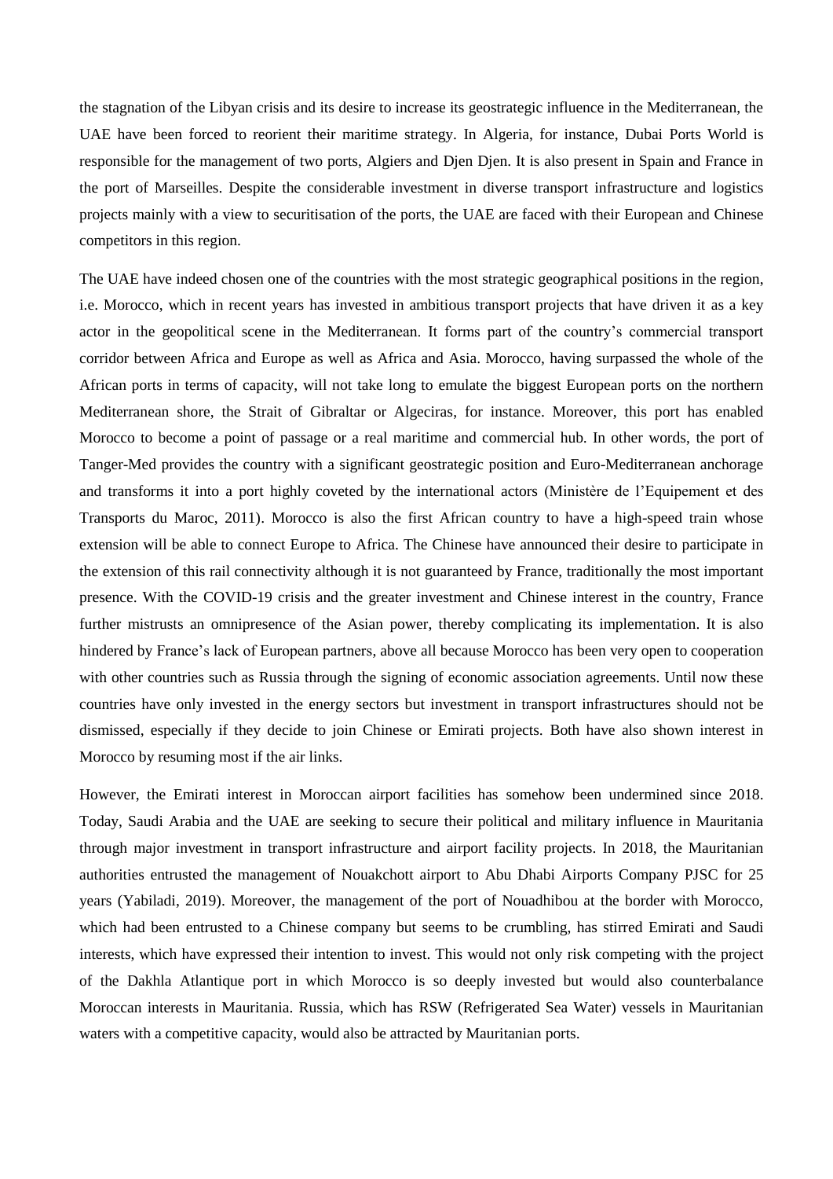the stagnation of the Libyan crisis and its desire to increase its geostrategic influence in the Mediterranean, the UAE have been forced to reorient their maritime strategy. In Algeria, for instance, Dubai Ports World is responsible for the management of two ports, Algiers and Djen Djen. It is also present in Spain and France in the port of Marseilles. Despite the considerable investment in diverse transport infrastructure and logistics projects mainly with a view to securitisation of the ports, the UAE are faced with their European and Chinese competitors in this region.

The UAE have indeed chosen one of the countries with the most strategic geographical positions in the region, i.e. Morocco, which in recent years has invested in ambitious transport projects that have driven it as a key actor in the geopolitical scene in the Mediterranean. It forms part of the country's commercial transport corridor between Africa and Europe as well as Africa and Asia. Morocco, having surpassed the whole of the African ports in terms of capacity, will not take long to emulate the biggest European ports on the northern Mediterranean shore, the Strait of Gibraltar or Algeciras, for instance. Moreover, this port has enabled Morocco to become a point of passage or a real maritime and commercial hub. In other words, the port of Tanger-Med provides the country with a significant geostrategic position and Euro-Mediterranean anchorage and transforms it into a port highly coveted by the international actors (Ministère de l'Equipement et des Transports du Maroc, 2011). Morocco is also the first African country to have a high-speed train whose extension will be able to connect Europe to Africa. The Chinese have announced their desire to participate in the extension of this rail connectivity although it is not guaranteed by France, traditionally the most important presence. With the COVID-19 crisis and the greater investment and Chinese interest in the country, France further mistrusts an omnipresence of the Asian power, thereby complicating its implementation. It is also hindered by France's lack of European partners, above all because Morocco has been very open to cooperation with other countries such as Russia through the signing of economic association agreements. Until now these countries have only invested in the energy sectors but investment in transport infrastructures should not be dismissed, especially if they decide to join Chinese or Emirati projects. Both have also shown interest in Morocco by resuming most if the air links.

However, the Emirati interest in Moroccan airport facilities has somehow been undermined since 2018. Today, Saudi Arabia and the UAE are seeking to secure their political and military influence in Mauritania through major investment in transport infrastructure and airport facility projects. In 2018, the Mauritanian authorities entrusted the management of Nouakchott airport to Abu Dhabi Airports Company PJSC for 25 years (Yabiladi, 2019). Moreover, the management of the port of Nouadhibou at the border with Morocco, which had been entrusted to a Chinese company but seems to be crumbling, has stirred Emirati and Saudi interests, which have expressed their intention to invest. This would not only risk competing with the project of the Dakhla Atlantique port in which Morocco is so deeply invested but would also counterbalance Moroccan interests in Mauritania. Russia, which has RSW (Refrigerated Sea Water) vessels in Mauritanian waters with a competitive capacity, would also be attracted by Mauritanian ports.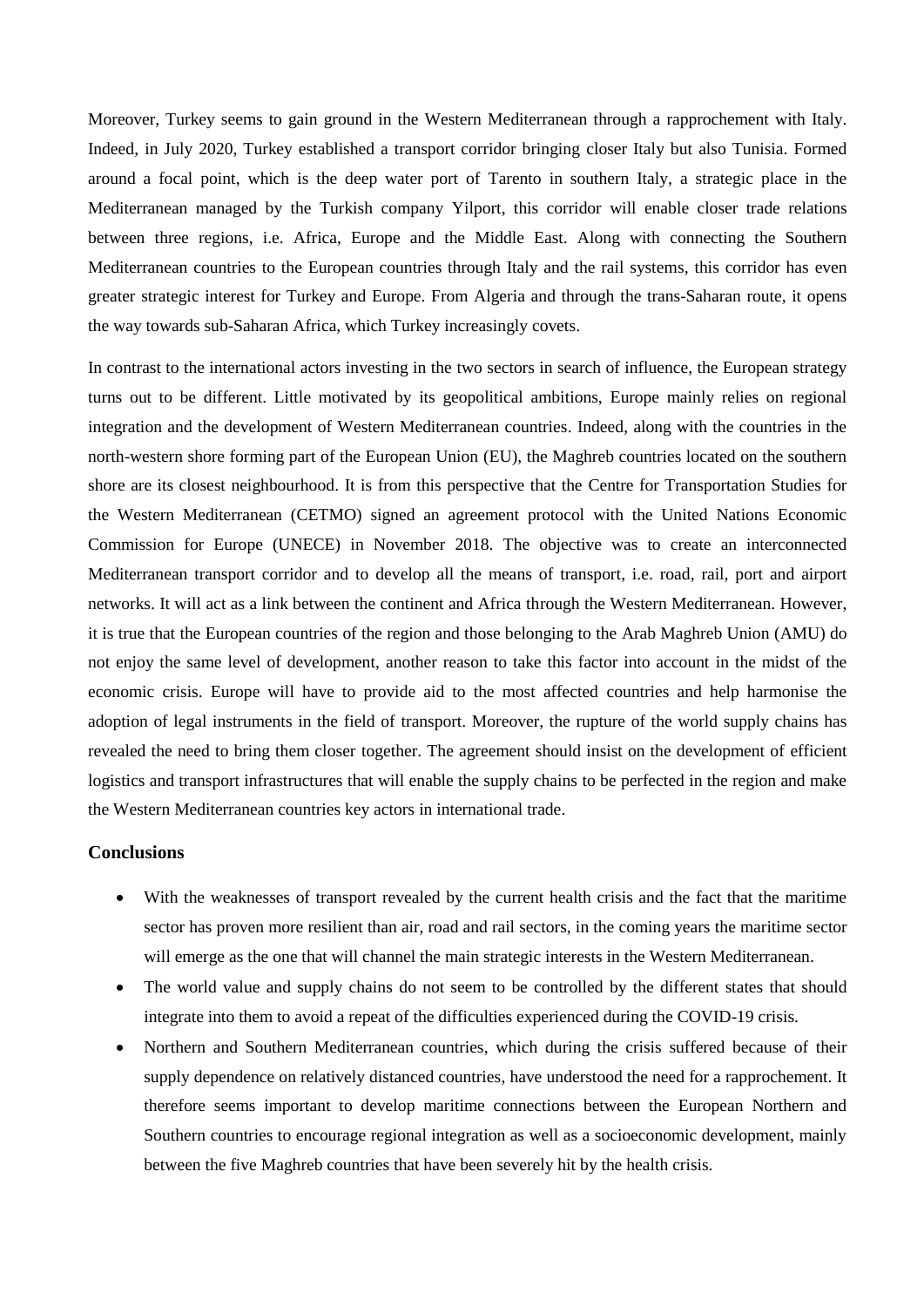Moreover, Turkey seems to gain ground in the Western Mediterranean through a rapprochement with Italy. Indeed, in July 2020, Turkey established a transport corridor bringing closer Italy but also Tunisia. Formed around a focal point, which is the deep water port of Tarento in southern Italy, a strategic place in the Mediterranean managed by the Turkish company Yilport, this corridor will enable closer trade relations between three regions, i.e. Africa, Europe and the Middle East. Along with connecting the Southern Mediterranean countries to the European countries through Italy and the rail systems, this corridor has even greater strategic interest for Turkey and Europe. From Algeria and through the trans-Saharan route, it opens the way towards sub-Saharan Africa, which Turkey increasingly covets.

In contrast to the international actors investing in the two sectors in search of influence, the European strategy turns out to be different. Little motivated by its geopolitical ambitions, Europe mainly relies on regional integration and the development of Western Mediterranean countries. Indeed, along with the countries in the north-western shore forming part of the European Union (EU), the Maghreb countries located on the southern shore are its closest neighbourhood. It is from this perspective that the Centre for Transportation Studies for the Western Mediterranean (CETMO) signed an agreement protocol with the United Nations Economic Commission for Europe (UNECE) in November 2018. The objective was to create an interconnected Mediterranean transport corridor and to develop all the means of transport, i.e. road, rail, port and airport networks. It will act as a link between the continent and Africa through the Western Mediterranean. However, it is true that the European countries of the region and those belonging to the Arab Maghreb Union (AMU) do not enjoy the same level of development, another reason to take this factor into account in the midst of the economic crisis. Europe will have to provide aid to the most affected countries and help harmonise the adoption of legal instruments in the field of transport. Moreover, the rupture of the world supply chains has revealed the need to bring them closer together. The agreement should insist on the development of efficient logistics and transport infrastructures that will enable the supply chains to be perfected in the region and make the Western Mediterranean countries key actors in international trade.

### Conclusions

- With the weaknesses of transport revealed by the current health crisis and the fact that the maritime sector has proven more resilient than air, road and rail sectors, in the coming years the maritime sector will emerge as the one that will channel the main strategic interests in the Western Mediterranean.
- The world value and supply chains do not seem to be controlled by the different states that should integrate into them to avoid a repeat of the difficulties experienced during the COVID-19 crisis.
- Northern and Southern Mediterranean countries, which during the crisis suffered because of their supply dependence on relatively distanced countries, have understood the need for a rapprochement. It therefore seems important to develop maritime connections between the European Northern and Southern countries to encourage regional integration as well as a socioeconomic development, mainly between the five Maghreb countries that have been severely hit by the health crisis.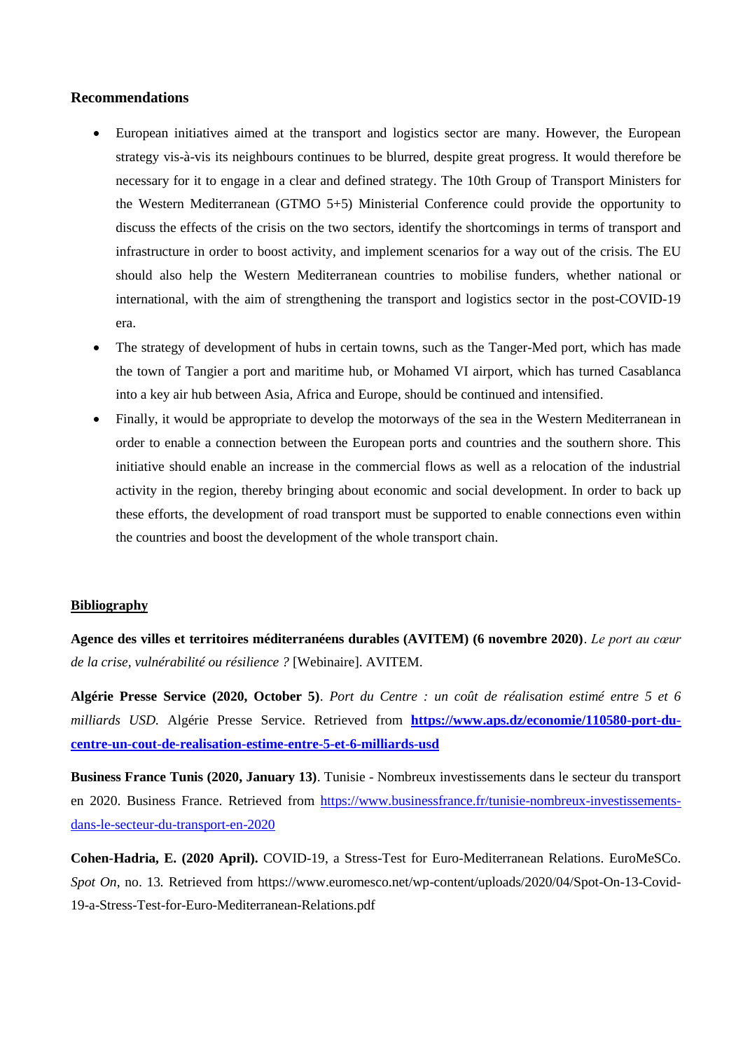## Recommendations

- European initiatives aimed at the transport and logistics sector are many. However, the European strategy vis-à-vis its neighbours continues to be blurred, despite great progress. It would therefore be necessary for it to engage in a clear and defined strategy. The 10th Group of Transport Ministers for the Western Mediterranean (GTMO 5+5) Ministerial Conference could provide the opportunity to discuss the effects of the crisis on the two sectors, identify the shortcomings in terms of transport and infrastructure in order to boost activity, and implement scenarios for a way out of the crisis. The EU should also help the Western Mediterranean countries to mobilise funders, whether national or international, with the aim of strengthening the transport and logistics sector in the post-COVID-19 era.
- The strategy of development of hubs in certain towns, such as the Tanger-Med port, which has made the town of Tangier a port and maritime hub, or Mohamed VI airport, which has turned Casablanca into a key air hub between Asia, Africa and Europe, should be continued and intensified.
- Finally, it would be appropriate to develop the motorways of the sea in the Western Mediterranean in order to enable a connection between the European ports and countries and the southern shore. This initiative should enable an increase in the commercial flows as well as a relocation of the industrial activity in the region, thereby bringing about economic and social development. In order to back up these efforts, the development of road transport must be supported to enable connections even within the countries and boost the development of the whole transport chain.

## Bibliography

**Agence des villes et territoires méditerranéens durables (AVITEM) (6 novembre 2020)**. *Le port au cœur de la crise, vulnérabilité ou résilience ?* [Webinaire]. AVITEM.

**Algérie Presse Service (2020, October 5)**. *Port du Centre : un coût de réalisation estimé entre 5 et 6 milliards USD.* Algérie Presse Service. Retrieved from **https://www.aps.dz/economie/110580-port-du-centre-un-cout-de-realisation-estime-entre-5-et-6-milliards-usd**

**Business France Tunis (2020, January 13)**. Tunisie - Nombreux investissements dans le secteur du transport en 2020. Business France. Retrieved from https://www.businessfrance.fr/tunisie-nombreux-investissements-dans-le-secteur-du-transport-en-2020

**Cohen-Hadria, E. (2020 April).** COVID-19, a Stress-Test for Euro-Mediterranean Relations. EuroMeSCo. *Spot On*, no. 13. Retrieved from https://www.euromesco.net/wp-content/uploads/2020/04/Spot-On-13-Covid-19-a-Stress-Test-for-Euro-Mediterranean-Relations.pdf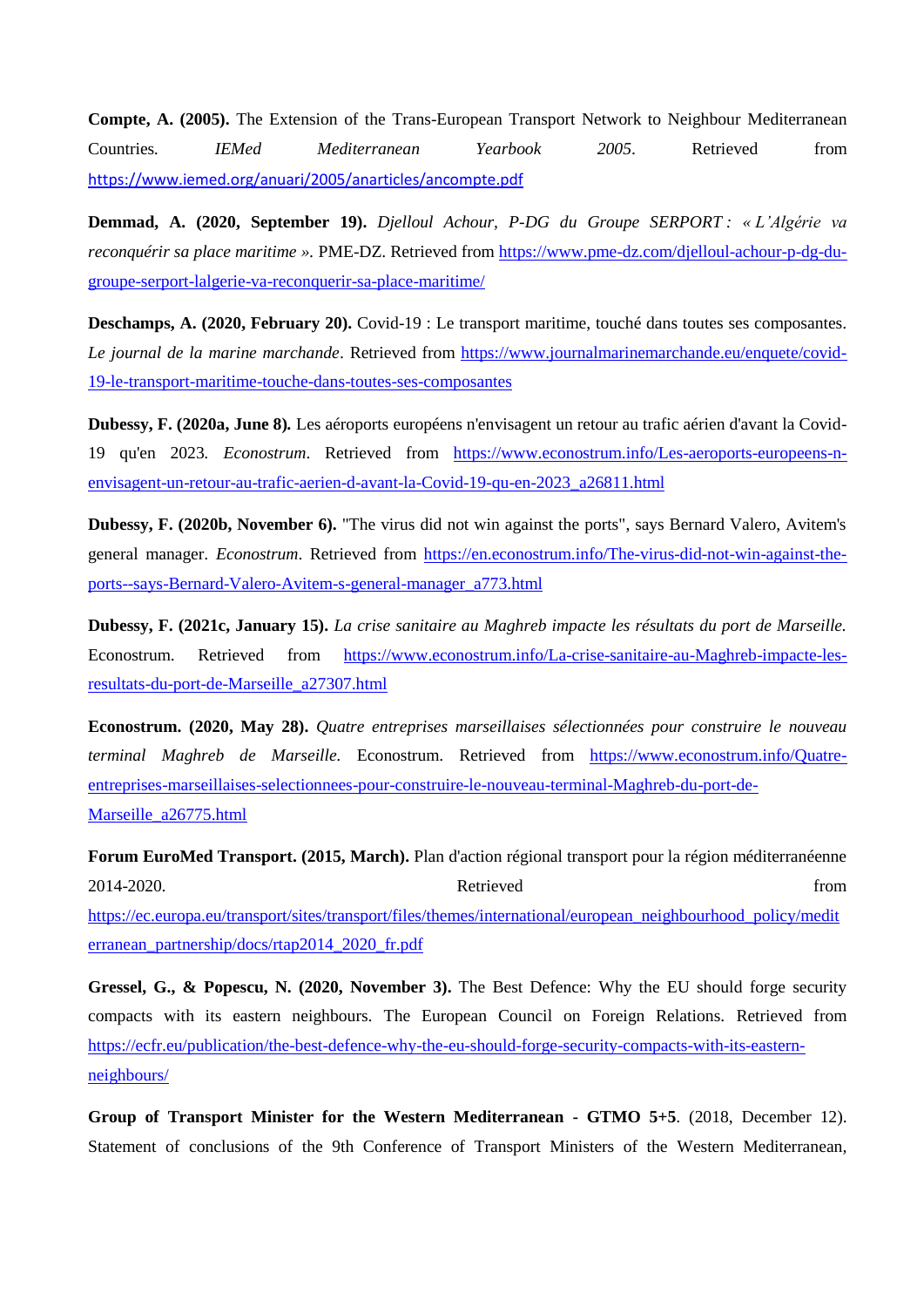**Compte, A. (2005).** The Extension of the Trans-European Transport Network to Neighbour Mediterranean Countries. *IEMed Mediterranean Yearbook 2005*. Retrieved from https://www.iemed.org/anuari/2005/anarticles/ancompte.pdf

**Demmad, A. (2020, September 19).** *Djelloul Achour, P-DG du Groupe SERPORT : « L'Algérie va reconquérir sa place maritime »*. PME-DZ. Retrieved from https://www.pme-dz.com/djelloul-achour-p-dg-du-groupe-serport-lalgerie-va-reconquerir-sa-place-maritime/

**Deschamps, A. (2020, February 20).** Covid-19 : Le transport maritime, touché dans toutes ses composantes. *Le journal de la marine marchande*. Retrieved from https://www.journalmarinemarchande.eu/enquete/covid-19-le-transport-maritime-touche-dans-toutes-ses-composantes

**Dubessy, F. (2020a, June 8).** Les aéroports européens n'envisagent un retour au trafic aérien d'avant la Covid-19 qu'en 2023. *Econostrum*. Retrieved from https://www.econostrum.info/Les-aeroports-europeens-n-envisagent-un-retour-au-trafic-aerien-d-avant-la-Covid-19-qu-en-2023_a26811.html

**Dubessy, F. (2020b, November 6).** "The virus did not win against the ports", says Bernard Valero, Avitem's general manager. *Econostrum*. Retrieved from https://en.econostrum.info/The-virus-did-not-win-against-the-ports--says-Bernard-Valero-Avitem-s-general-manager_a773.html

**Dubessy, F. (2021c, January 15).** *La crise sanitaire au Maghreb impacte les résultats du port de Marseille.* Econostrum. Retrieved from https://www.econostrum.info/La-crise-sanitaire-au-Maghreb-impacte-les-resultats-du-port-de-Marseille_a27307.html

**Econostrum. (2020, May 28).** *Quatre entreprises marseillaises sélectionnées pour construire le nouveau terminal Maghreb de Marseille.* Econostrum. Retrieved from https://www.econostrum.info/Quatre-entreprises-marseillaises-selectionnees-pour-construire-le-nouveau-terminal-Maghreb-du-port-de-Marseille_a26775.html

**Forum EuroMed Transport. (2015, March).** Plan d'action régional transport pour la région méditerranéenne 2014-2020. Retrieved from https://ec.europa.eu/transport/sites/transport/files/themes/international/european_neighbourhood_policy/mediterranean_partnership/docs/rtap2014_2020_fr.pdf

**Gressel, G., & Popescu, N. (2020, November 3).** The Best Defence: Why the EU should forge security compacts with its eastern neighbours. The European Council on Foreign Relations. Retrieved from https://ecfr.eu/publication/the-best-defence-why-the-eu-should-forge-security-compacts-with-its-eastern-neighbours/

**Group of Transport Minister for the Western Mediterranean - GTMO 5+5**. (2018, December 12). Statement of conclusions of the 9th Conference of Transport Ministers of the Western Mediterranean,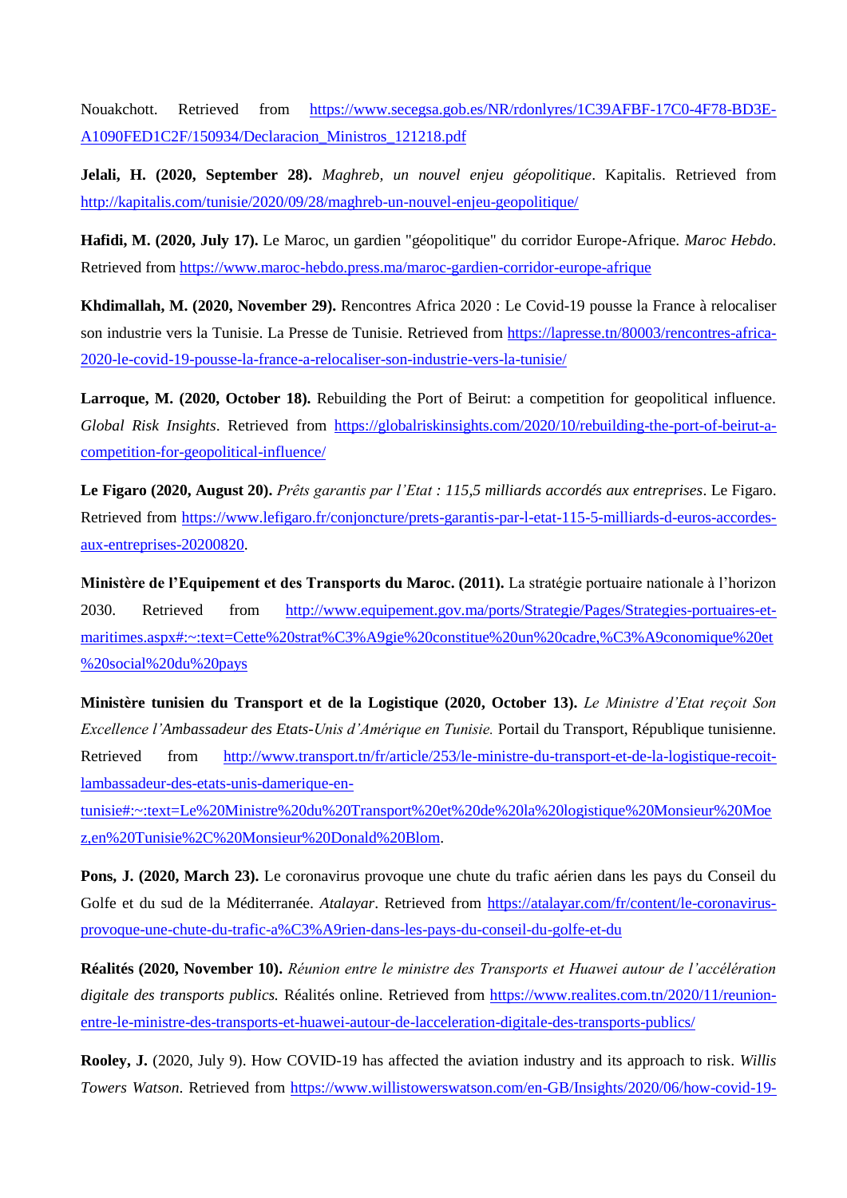Nouakchott. Retrieved from https://www.secegsa.gob.es/NR/rdonlyres/1C39AFBF-17C0-4F78-BD3E-A1090FED1C2F/150934/Declaracion_Ministros_121218.pdf

**Jelali, H. (2020, September 28).** *Maghreb, un nouvel enjeu géopolitique*. Kapitalis. Retrieved from http://kapitalis.com/tunisie/2020/09/28/maghreb-un-nouvel-enjeu-geopolitique/

**Hafidi, M. (2020, July 17).** Le Maroc, un gardien "géopolitique" du corridor Europe-Afrique. *Maroc Hebdo*. Retrieved from https://www.maroc-hebdo.press.ma/maroc-gardien-corridor-europe-afrique

**Khdimallah, M. (2020, November 29).** Rencontres Africa 2020 : Le Covid-19 pousse la France à relocaliser son industrie vers la Tunisie. La Presse de Tunisie. Retrieved from https://lapresse.tn/80003/rencontres-africa-2020-le-covid-19-pousse-la-france-a-relocaliser-son-industrie-vers-la-tunisie/

**Larroque, M. (2020, October 18).** Rebuilding the Port of Beirut: a competition for geopolitical influence. *Global Risk Insights*. Retrieved from https://globalriskinsights.com/2020/10/rebuilding-the-port-of-beirut-a-competition-for-geopolitical-influence/

**Le Figaro (2020, August 20).** *Prêts garantis par l'Etat : 115,5 milliards accordés aux entreprises*. Le Figaro. Retrieved from https://www.lefigaro.fr/conjoncture/prets-garantis-par-l-etat-115-5-milliards-d-euros-accordes-aux-entreprises-20200820.

**Ministère de l'Equipement et des Transports du Maroc. (2011).** La stratégie portuaire nationale à l'horizon 2030. Retrieved from http://www.equipement.gov.ma/ports/Strategie/Pages/Strategies-portuaires-et-maritimes.aspx#:~:text=Cette%20strat%C3%A9gie%20constitue%20un%20cadre,%C3%A9conomique%20et%20social%20du%20pays

**Ministère tunisien du Transport et de la Logistique (2020, October 13).** *Le Ministre d'Etat reçoit Son Excellence l'Ambassadeur des Etats-Unis d'Amérique en Tunisie.* Portail du Transport, République tunisienne. Retrieved from http://www.transport.tn/fr/article/253/le-ministre-du-transport-et-de-la-logistique-recoit-lambassadeur-des-etats-unis-damerique-en-tunisie#:~:text=Le%20Ministre%20du%20Transport%20et%20de%20la%20logistique%20Monsieur%20Moez,en%20Tunisie%2C%20Monsieur%20Donald%20Blom.

**Pons, J. (2020, March 23).** Le coronavirus provoque une chute du trafic aérien dans les pays du Conseil du Golfe et du sud de la Méditerranée. *Atalayar*. Retrieved from https://atalayar.com/fr/content/le-coronavirus-provoque-une-chute-du-trafic-a%C3%A9rien-dans-les-pays-du-conseil-du-golfe-et-du

**Réalités (2020, November 10).** *Réunion entre le ministre des Transports et Huawei autour de l'accélération digitale des transports publics.* Réalités online. Retrieved from https://www.realites.com.tn/2020/11/reunion-entre-le-ministre-des-transports-et-huawei-autour-de-lacceleration-digitale-des-transports-publics/

**Rooley, J.** (2020, July 9). How COVID-19 has affected the aviation industry and its approach to risk. *Willis Towers Watson*. Retrieved from https://www.willistowerswatson.com/en-GB/Insights/2020/06/how-covid-19-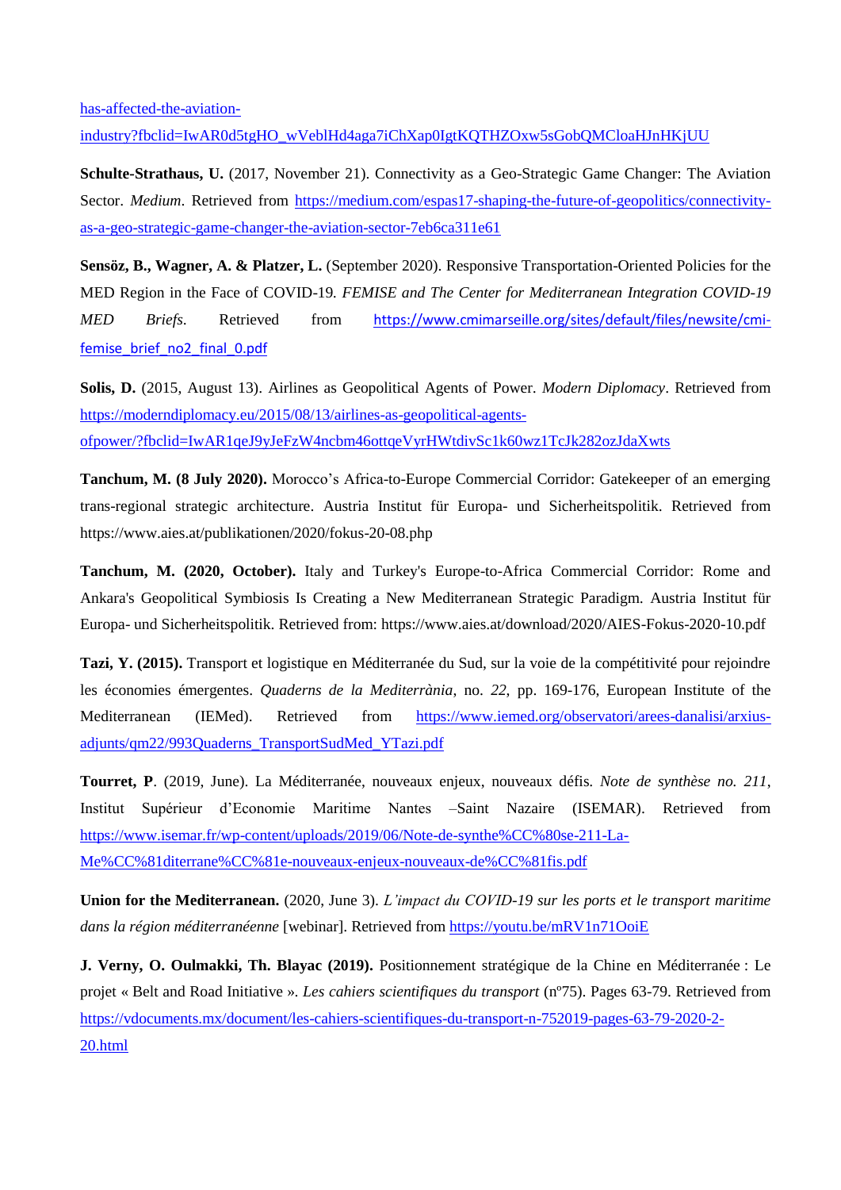has-affected-the-aviation-industry?fbclid=IwAR0d5tgHO_wVeblHd4aga7iChXap0IgtKQTHZOxw5sGobQMCloaHJnHKjUU

**Schulte-Strathaus, U.** (2017, November 21). Connectivity as a Geo-Strategic Game Changer: The Aviation Sector. *Medium*. Retrieved from https://medium.com/espas17-shaping-the-future-of-geopolitics/connectivity-as-a-geo-strategic-game-changer-the-aviation-sector-7eb6ca311e61

**Sensöz, B., Wagner, A. & Platzer, L.** (September 2020). Responsive Transportation-Oriented Policies for the MED Region in the Face of COVID-19. *FEMISE and The Center for Mediterranean Integration COVID-19 MED Briefs.* Retrieved from https://www.cmimarseille.org/sites/default/files/newsite/cmi-femise_brief_no2_final_0.pdf

**Solis, D.** (2015, August 13). Airlines as Geopolitical Agents of Power. *Modern Diplomacy*. Retrieved from https://moderndiplomacy.eu/2015/08/13/airlines-as-geopolitical-agents-ofpower/?fbclid=IwAR1qeJ9yJeFzW4ncbm46ottqeVyrHWtdivSc1k60wz1TcJk282ozJdaXwts

**Tanchum, M. (8 July 2020).** Morocco's Africa-to-Europe Commercial Corridor: Gatekeeper of an emerging trans-regional strategic architecture. Austria Institut für Europa- und Sicherheitspolitik. Retrieved from https://www.aies.at/publikationen/2020/fokus-20-08.php

**Tanchum, M. (2020, October).** Italy and Turkey's Europe-to-Africa Commercial Corridor: Rome and Ankara's Geopolitical Symbiosis Is Creating a New Mediterranean Strategic Paradigm. Austria Institut für Europa- und Sicherheitspolitik. Retrieved from: https://www.aies.at/download/2020/AIES-Fokus-2020-10.pdf

**Tazi, Y. (2015).** Transport et logistique en Méditerranée du Sud, sur la voie de la compétitivité pour rejoindre les économies émergentes. *Quaderns de la Mediterrània*, no. *22*, pp. 169-176, European Institute of the Mediterranean (IEMed). Retrieved from https://www.iemed.org/observatori/arees-danalisi/arxius-adjunts/qm22/993Quaderns_TransportSudMed_YTazi.pdf

**Tourret, P**. (2019, June). La Méditerranée, nouveaux enjeux, nouveaux défis. *Note de synthèse no. 211*, Institut Supérieur d'Economie Maritime Nantes –Saint Nazaire (ISEMAR). Retrieved from https://www.isemar.fr/wp-content/uploads/2019/06/Note-de-synthe%CC%80se-211-La-Me%CC%81diterrane%CC%81e-nouveaux-enjeux-nouveaux-de%CC%81fis.pdf

**Union for the Mediterranean.** (2020, June 3). *L'impact du COVID-19 sur les ports et le transport maritime dans la région méditerranéenne* [webinar]. Retrieved from https://youtu.be/mRV1n71OoiE

**J. Verny, O. Oulmakki, Th. Blayac (2019).** Positionnement stratégique de la Chine en Méditerranée : Le projet « Belt and Road Initiative ». *Les cahiers scientifiques du transport* (nº75). Pages 63-79. Retrieved from https://vdocuments.mx/document/les-cahiers-scientifiques-du-transport-n-752019-pages-63-79-2020-2-20.html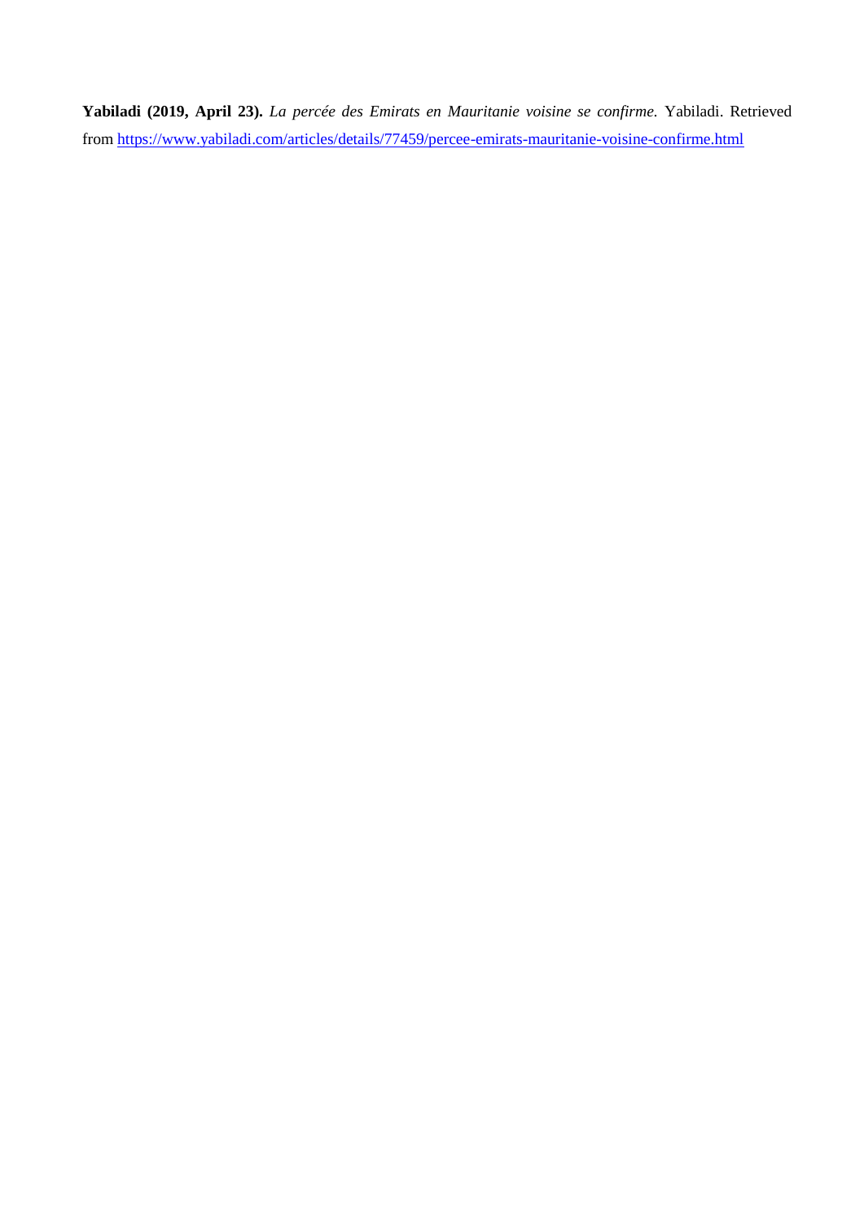**Yabiladi (2019, April 23).** *La percée des Emirats en Mauritanie voisine se confirme.* Yabiladi. Retrieved from https://www.yabiladi.com/articles/details/77459/percee-emirats-mauritanie-voisine-confirme.html